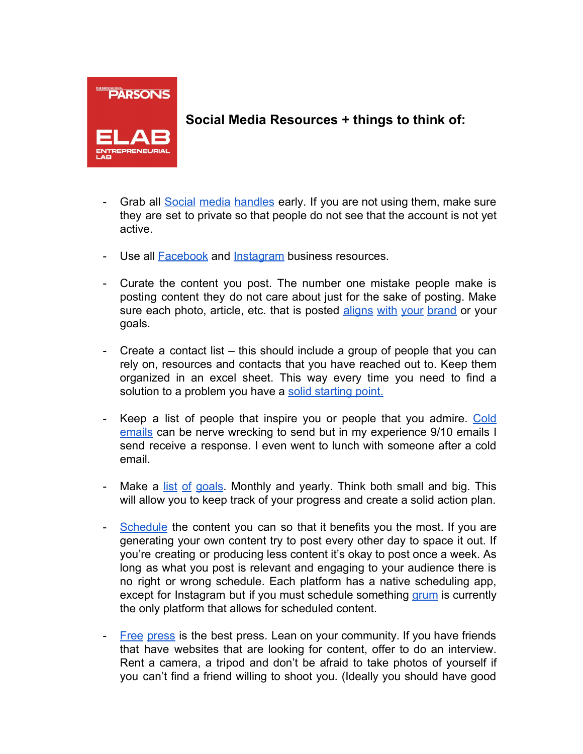**Social Media Resources + things to think of:**

- Grab all Social media handles early. If you are not using them, make sure they are set to private so that people do not see that the account is not yet active.

- Use all Facebook and Instagram business resources.

- Curate the content you post. The number one mistake people make is posting content they do not care about just for the sake of posting. Make sure each photo, article, etc. that is posted aligns with your brand or your goals.

- Create a contact list – this should include a group of people that you can rely on, resources and contacts that you have reached out to. Keep them organized in an excel sheet. This way every time you need to find a solution to a problem you have a solid starting point.

- Keep a list of people that inspire you or people that you admire. Cold emails can be nerve wrecking to send but in my experience 9/10 emails I send receive a response. I even went to lunch with someone after a cold email.

- Make a list of goals. Monthly and yearly. Think both small and big. This will allow you to keep track of your progress and create a solid action plan.

- Schedule the content you can so that it benefits you the most. If you are generating your own content try to post every other day to space it out. If you're creating or producing less content it's okay to post once a week. As long as what you post is relevant and engaging to your audience there is no right or wrong schedule. Each platform has a native scheduling app, except for Instagram but if you must schedule something grum is currently the only platform that allows for scheduled content.

- Free press is the best press. Lean on your community. If you have friends that have websites that are looking for content, offer to do an interview. Rent a camera, a tripod and don't be afraid to take photos of yourself if you can't find a friend willing to shoot you. (Ideally you should have good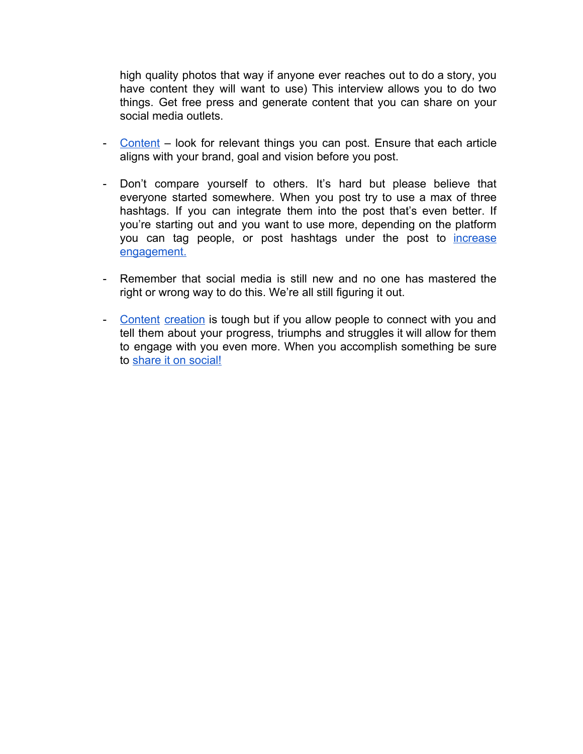high quality photos that way if anyone ever reaches out to do a story, you have content they will want to use) This interview allows you to do two things. Get free press and generate content that you can share on your social media outlets.

- Content – look for relevant things you can post. Ensure that each article aligns with your brand, goal and vision before you post.

- Don't compare yourself to others. It's hard but please believe that everyone started somewhere. When you post try to use a max of three hashtags. If you can integrate them into the post that's even better. If you're starting out and you want to use more, depending on the platform you can tag people, or post hashtags under the post to increase engagement.

- Remember that social media is still new and no one has mastered the right or wrong way to do this. We're all still figuring it out.

- Content creation is tough but if you allow people to connect with you and tell them about your progress, triumphs and struggles it will allow for them to engage with you even more. When you accomplish something be sure to share it on social!